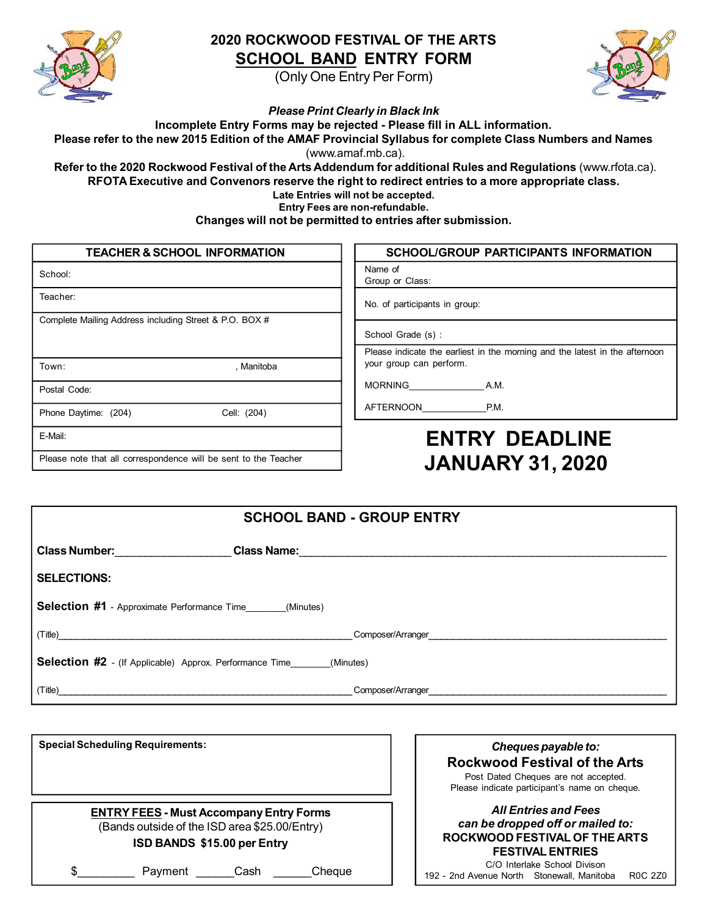# 2020 ROCKWOOD FESTIVAL OF THE ARTS

## SCHOOL BAND ENTRY FORM

(Only One Entry Per Form)

***Please Print Clearly in Black Ink***

**Incomplete Entry Forms may be rejected - Please fill in ALL information.**

**Please refer to the new 2015 Edition of the AMAF Provincial Syllabus for complete Class Numbers and Names** (www.amaf.mb.ca).

**Refer to the 2020 Rockwood Festival of the Arts Addendum for additional Rules and Regulations** (www.rfota.ca).

**RFOTA Executive and Convenors reserve the right to redirect entries to a more appropriate class.**

**Late Entries will not be accepted.**

**Entry Fees are non-refundable.**

**Changes will not be permitted to entries after submission.**

| TEACHER & SCHOOL INFORMATION | |
|---|---|
| School: | |
| Teacher: | |
| Complete Mailing Address including Street & P.O. BOX # | |
| Town: | , Manitoba |
| Postal Code: | |
| Phone Daytime: (204) | Cell: (204) |
| E-Mail: | |
| Please note that all correspondence will be sent to the Teacher | |

| SCHOOL/GROUP PARTICIPANTS INFORMATION |
|---|
| Name of Group or Class: |
| No. of participants in group: |
| School Grade (s) : |
| Please indicate the earliest in the morning and the latest in the afternoon your group can perform. |
| MORNING______________ A.M. |
| AFTERNOON____________ P.M. |

# ENTRY DEADLINE JANUARY 31, 2020

## SCHOOL BAND - GROUP ENTRY

**Class Number:**__________________ **Class Name:**____________________________________________________________

**SELECTIONS:**

**Selection #1** - Approximate Performance Time________(Minutes)

(Title)________________________________________________________ Composer/Arranger____________________________________________

**Selection #2** - (If Applicable) Approx. Performance Time________(Minutes)

(Title)________________________________________________________ Composer/Arranger____________________________________________

**Special Scheduling Requirements:**

**ENTRY FEES - Must Accompany Entry Forms**

(Bands outside of the ISD area $25.00/Entry)

**ISD BANDS $15.00 per Entry**

$_________ Payment ______Cash ______Cheque

***Cheques payable to:***

**Rockwood Festival of the Arts**

Post Dated Cheques are not accepted.
Please indicate participant's name on cheque.

***All Entries and Fees can be dropped off or mailed to:***

**ROCKWOOD FESTIVAL OF THE ARTS**
**FESTIVAL ENTRIES**

C/O Interlake School Divison
192 - 2nd Avenue North Stonewall, Manitoba R0C 2Z0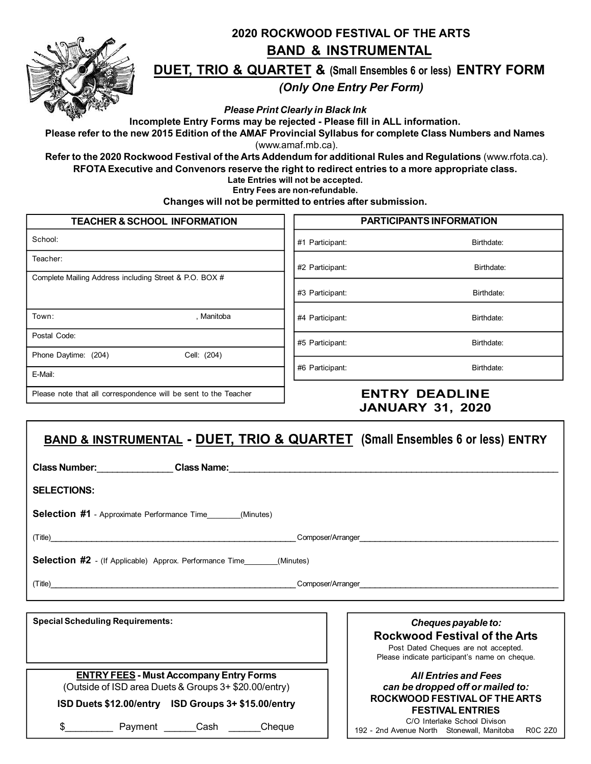# 2020 ROCKWOOD FESTIVAL OF THE ARTS

## BAND & INSTRUMENTAL

## DUET, TRIO & QUARTET & (Small Ensembles 6 or less) ENTRY FORM

*(Only One Entry Per Form)*

***Please Print Clearly in Black Ink***

**Incomplete Entry Forms may be rejected - Please fill in ALL information.**

**Please refer to the new 2015 Edition of the AMAF Provincial Syllabus for complete Class Numbers and Names** (www.amaf.mb.ca).

**Refer to the 2020 Rockwood Festival of the Arts Addendum for additional Rules and Regulations** (www.rfota.ca).

**RFOTA Executive and Convenors reserve the right to redirect entries to a more appropriate class.**

**Late Entries will not be accepted.**

**Entry Fees are non-refundable.**

**Changes will not be permitted to entries after submission.**

| TEACHER & SCHOOL INFORMATION | |
|---|---|
| School: | |
| Teacher: | |
| Complete Mailing Address including Street & P.O. BOX # | |
| Town: | , Manitoba |
| Postal Code: | |
| Phone Daytime: (204) | Cell: (204) |
| E-Mail: | |
| Please note that all correspondence will be sent to the Teacher | |

| PARTICIPANTS INFORMATION | |
|---|---|
| #1 Participant: | Birthdate: |
| #2 Participant: | Birthdate: |
| #3 Participant: | Birthdate: |
| #4 Participant: | Birthdate: |
| #5 Participant: | Birthdate: |
| #6 Participant: | Birthdate: |

**ENTRY DEADLINE JANUARY 31, 2020**

## BAND & INSTRUMENTAL - DUET, TRIO & QUARTET (Small Ensembles 6 or less) ENTRY

**Class Number:**_______________ **Class Name:**_______________________________________________

**SELECTIONS:**

**Selection #1** - Approximate Performance Time________(Minutes)

(Title)_________________________________________ Composer/Arranger_________________________________

**Selection #2** - (If Applicable) Approx. Performance Time________(Minutes)

(Title)_________________________________________ Composer/Arranger_________________________________

**Special Scheduling Requirements:**

**ENTRY FEES - Must Accompany Entry Forms**

(Outside of ISD area Duets & Groups 3+ $20.00/entry)

**ISD Duets $12.00/entry ISD Groups 3+ $15.00/entry**

$_________ Payment ______Cash ______Cheque

*Cheques payable to:*

**Rockwood Festival of the Arts**

Post Dated Cheques are not accepted.
Please indicate participant's name on cheque.

***All Entries and Fees can be dropped off or mailed to:***

**ROCKWOOD FESTIVAL OF THE ARTS FESTIVAL ENTRIES**

C/O Interlake School Divison
192 - 2nd Avenue North Stonewall, Manitoba R0C 2Z0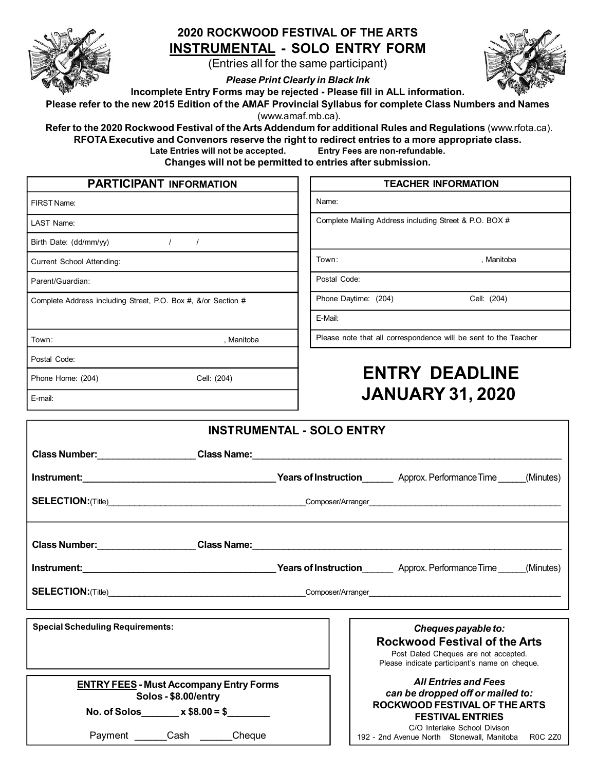# 2020 ROCKWOOD FESTIVAL OF THE ARTS

## INSTRUMENTAL - SOLO ENTRY FORM

(Entries all for the same participant)

***Please Print Clearly in Black Ink***

**Incomplete Entry Forms may be rejected - Please fill in ALL information.**

**Please refer to the new 2015 Edition of the AMAF Provincial Syllabus for complete Class Numbers and Names** (www.amaf.mb.ca).

**Refer to the 2020 Rockwood Festival of the Arts Addendum for additional Rules and Regulations** (www.rfota.ca).

**RFOTA Executive and Convenors reserve the right to redirect entries to a more appropriate class.**

**Late Entries will not be accepted. Entry Fees are non-refundable.**

**Changes will not be permitted to entries after submission.**

| PARTICIPANT INFORMATION |
|---|
| FIRST Name: |
| LAST Name: |
| Birth Date: (dd/mm/yy) / / |
| Current School Attending: |
| Parent/Guardian: |
| Complete Address including Street, P.O. Box #, &/or Section # |
| Town: , Manitoba |
| Postal Code: |
| Phone Home: (204) Cell: (204) |
| E-mail: |

| TEACHER INFORMATION |
|---|
| Name: |
| Complete Mailing Address including Street & P.O. BOX # |
| Town: , Manitoba |
| Postal Code: |
| Phone Daytime: (204) Cell: (204) |
| E-Mail: |
| Please note that all correspondence will be sent to the Teacher |

## ENTRY DEADLINE JANUARY 31, 2020

### INSTRUMENTAL - SOLO ENTRY

**Class Number:**__________________ **Class Name:**____________________________________________________________

**Instrument:**____________________________________ **Years of Instruction**______ Approx. Performance Time ______(Minutes)

**SELECTION:**(Title)__________________________________________Composer/Arranger__________________________________________

**Class Number:**__________________ **Class Name:**____________________________________________________________

**Instrument:**____________________________________ **Years of Instruction**______ Approx. Performance Time ______(Minutes)

**SELECTION:**(Title)__________________________________________Composer/Arranger__________________________________________

**Special Scheduling Requirements:**

**ENTRY FEES - Must Accompany Entry Forms**

**Solos - $8.00/entry**

**No. of Solos_______ x $8.00 = $________**

Payment ______Cash ______Cheque

***Cheques payable to:***

**Rockwood Festival of the Arts**

Post Dated Cheques are not accepted.
Please indicate participant's name on cheque.

***All Entries and Fees can be dropped off or mailed to:***

**ROCKWOOD FESTIVAL OF THE ARTS FESTIVAL ENTRIES**

C/O Interlake School Divison
192 - 2nd Avenue North Stonewall, Manitoba R0C 2Z0